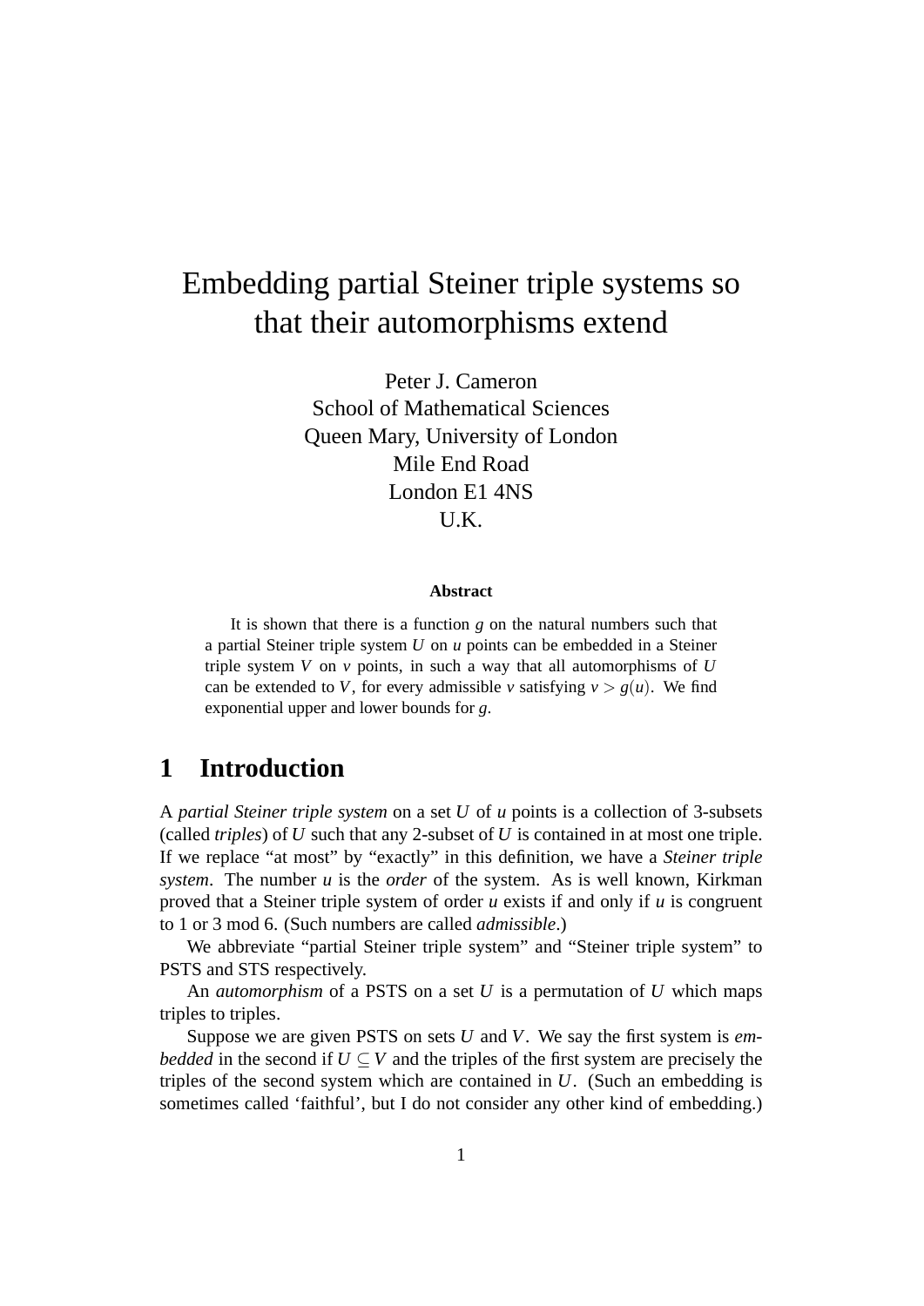# Embedding partial Steiner triple systems so that their automorphisms extend

Peter J. Cameron
School of Mathematical Sciences
Queen Mary, University of London
Mile End Road
London E1 4NS
U.K.

**Abstract**

It is shown that there is a function $g$ on the natural numbers such that a partial Steiner triple system $U$ on $u$ points can be embedded in a Steiner triple system $V$ on $v$ points, in such a way that all automorphisms of $U$ can be extended to $V$, for every admissible $v$ satisfying $v > g(u)$. We find exponential upper and lower bounds for $g$.

## 1 Introduction

A *partial Steiner triple system* on a set $U$ of $u$ points is a collection of 3-subsets (called *triples*) of $U$ such that any 2-subset of $U$ is contained in at most one triple. If we replace "at most" by "exactly" in this definition, we have a *Steiner triple system*. The number $u$ is the *order* of the system. As is well known, Kirkman proved that a Steiner triple system of order $u$ exists if and only if $u$ is congruent to 1 or 3 mod 6. (Such numbers are called *admissible*.)

We abbreviate "partial Steiner triple system" and "Steiner triple system" to PSTS and STS respectively.

An *automorphism* of a PSTS on a set $U$ is a permutation of $U$ which maps triples to triples.

Suppose we are given PSTS on sets $U$ and $V$. We say the first system is *embedded* in the second if $U \subseteq V$ and the triples of the first system are precisely the triples of the second system which are contained in $U$. (Such an embedding is sometimes called 'faithful', but I do not consider any other kind of embedding.)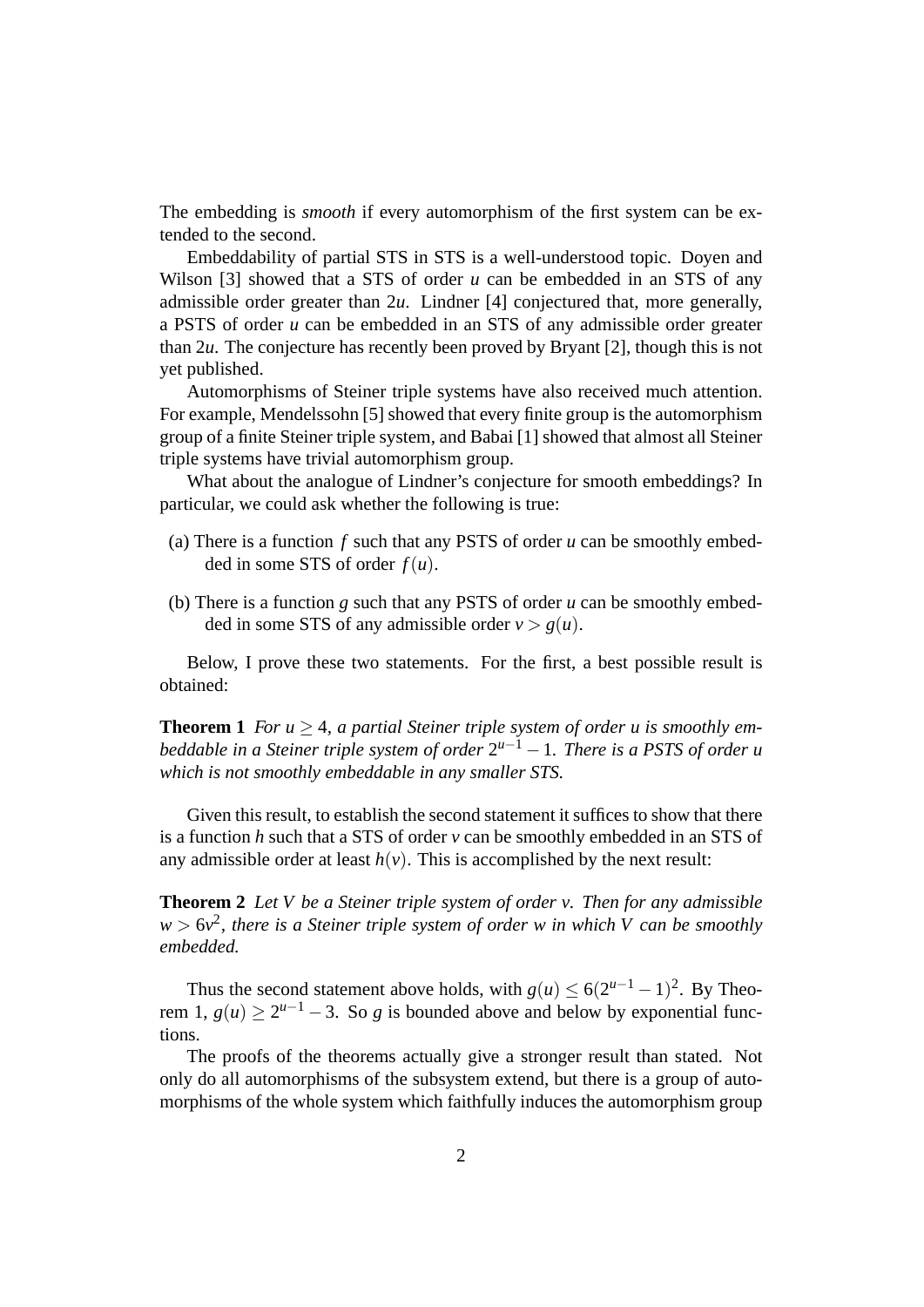The embedding is *smooth* if every automorphism of the first system can be extended to the second.

Embeddability of partial STS in STS is a well-understood topic. Doyen and Wilson [3] showed that a STS of order $u$ can be embedded in an STS of any admissible order greater than $2u$. Lindner [4] conjectured that, more generally, a PSTS of order $u$ can be embedded in an STS of any admissible order greater than $2u$. The conjecture has recently been proved by Bryant [2], though this is not yet published.

Automorphisms of Steiner triple systems have also received much attention. For example, Mendelssohn [5] showed that every finite group is the automorphism group of a finite Steiner triple system, and Babai [1] showed that almost all Steiner triple systems have trivial automorphism group.

What about the analogue of Lindner's conjecture for smooth embeddings? In particular, we could ask whether the following is true:

(a) There is a function $f$ such that any PSTS of order $u$ can be smoothly embedded in some STS of order $f(u)$.

(b) There is a function $g$ such that any PSTS of order $u$ can be smoothly embedded in some STS of any admissible order $v > g(u)$.

Below, I prove these two statements. For the first, a best possible result is obtained:

**Theorem 1** *For $u \geq 4$, a partial Steiner triple system of order u is smoothly embeddable in a Steiner triple system of order $2^{u-1} - 1$. There is a PSTS of order u which is not smoothly embeddable in any smaller STS.*

Given this result, to establish the second statement it suffices to show that there is a function $h$ such that a STS of order $v$ can be smoothly embedded in an STS of any admissible order at least $h(v)$. This is accomplished by the next result:

**Theorem 2** *Let V be a Steiner triple system of order v. Then for any admissible $w > 6v^2$, there is a Steiner triple system of order w in which V can be smoothly embedded.*

Thus the second statement above holds, with $g(u) \leq 6(2^{u-1} - 1)^2$. By Theorem 1, $g(u) \geq 2^{u-1} - 3$. So $g$ is bounded above and below by exponential functions.

The proofs of the theorems actually give a stronger result than stated. Not only do all automorphisms of the subsystem extend, but there is a group of automorphisms of the whole system which faithfully induces the automorphism group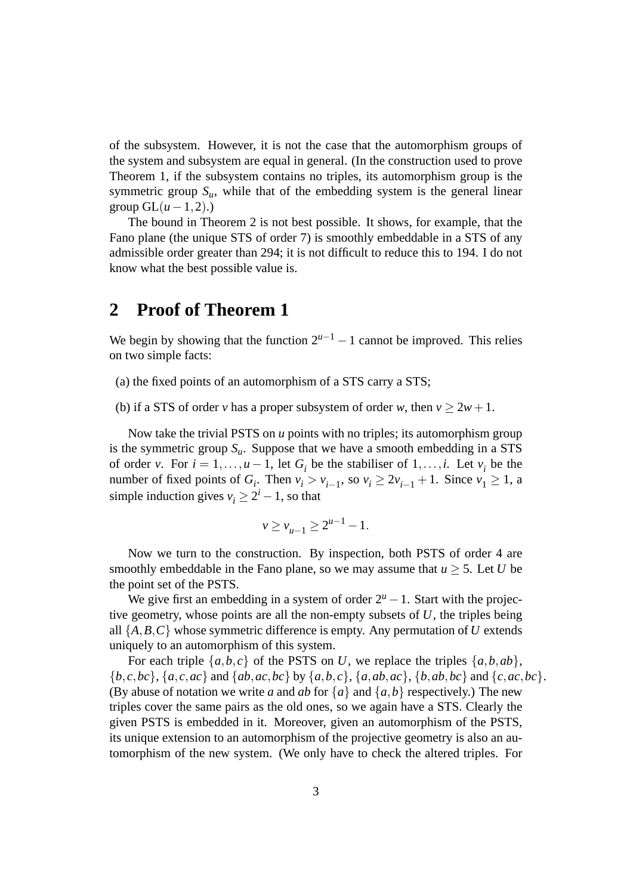of the subsystem. However, it is not the case that the automorphism groups of the system and subsystem are equal in general. (In the construction used to prove Theorem 1, if the subsystem contains no triples, its automorphism group is the symmetric group $S_u$, while that of the embedding system is the general linear group $\mathrm{GL}(u-1,2)$.)

The bound in Theorem 2 is not best possible. It shows, for example, that the Fano plane (the unique STS of order 7) is smoothly embeddable in a STS of any admissible order greater than 294; it is not difficult to reduce this to 194. I do not know what the best possible value is.

## 2 Proof of Theorem 1

We begin by showing that the function $2^{u-1}-1$ cannot be improved. This relies on two simple facts:

(a) the fixed points of an automorphism of a STS carry a STS;

(b) if a STS of order $v$ has a proper subsystem of order $w$, then $v \geq 2w+1$.

Now take the trivial PSTS on $u$ points with no triples; its automorphism group is the symmetric group $S_u$. Suppose that we have a smooth embedding in a STS of order $v$. For $i = 1, \ldots, u-1$, let $G_i$ be the stabiliser of $1, \ldots, i$. Let $v_i$ be the number of fixed points of $G_i$. Then $v_i > v_{i-1}$, so $v_i \geq 2v_{i-1}+1$. Since $v_1 \geq 1$, a simple induction gives $v_i \geq 2^i - 1$, so that

$$v \geq v_{u-1} \geq 2^{u-1}-1.$$

Now we turn to the construction. By inspection, both PSTS of order 4 are smoothly embeddable in the Fano plane, so we may assume that $u \geq 5$. Let $U$ be the point set of the PSTS.

We give first an embedding in a system of order $2^u - 1$. Start with the projective geometry, whose points are all the non-empty subsets of $U$, the triples being all $\{A,B,C\}$ whose symmetric difference is empty. Any permutation of $U$ extends uniquely to an automorphism of this system.

For each triple $\{a,b,c\}$ of the PSTS on $U$, we replace the triples $\{a,b,ab\}$, $\{b,c,bc\}$, $\{a,c,ac\}$ and $\{ab,ac,bc\}$ by $\{a,b,c\}$, $\{a,ab,ac\}$, $\{b,ab,bc\}$ and $\{c,ac,bc\}$. (By abuse of notation we write $a$ and $ab$ for $\{a\}$ and $\{a,b\}$ respectively.) The new triples cover the same pairs as the old ones, so we again have a STS. Clearly the given PSTS is embedded in it. Moreover, given an automorphism of the PSTS, its unique extension to an automorphism of the projective geometry is also an automorphism of the new system. (We only have to check the altered triples. For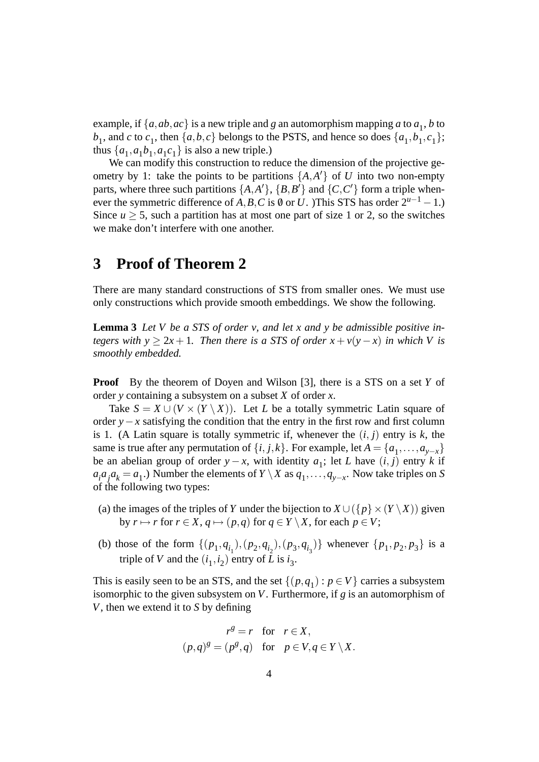example, if $\{a, ab, ac\}$ is a new triple and $g$ an automorphism mapping $a$ to $a_1$, $b$ to $b_1$, and $c$ to $c_1$, then $\{a, b, c\}$ belongs to the PSTS, and hence so does $\{a_1, b_1, c_1\}$; thus $\{a_1, a_1b_1, a_1c_1\}$ is also a new triple.)

We can modify this construction to reduce the dimension of the projective geometry by 1: take the points to be partitions $\{A, A'\}$ of $U$ into two non-empty parts, where three such partitions $\{A, A'\}$, $\{B, B'\}$ and $\{C, C'\}$ form a triple whenever the symmetric difference of $A, B, C$ is $\emptyset$ or $U$. )This STS has order $2^{u-1} - 1$.) Since $u \geq 5$, such a partition has at most one part of size 1 or 2, so the switches we make don't interfere with one another.

# 3 Proof of Theorem 2

There are many standard constructions of STS from smaller ones. We must use only constructions which provide smooth embeddings. We show the following.

**Lemma 3** *Let $V$ be a STS of order $v$, and let $x$ and $y$ be admissible positive integers with $y \geq 2x + 1$. Then there is a STS of order $x + v(y - x)$ in which $V$ is smoothly embedded.*

**Proof** By the theorem of Doyen and Wilson [3], there is a STS on a set $Y$ of order $y$ containing a subsystem on a subset $X$ of order $x$.

Take $S = X \cup (V \times (Y \setminus X))$. Let $L$ be a totally symmetric Latin square of order $y - x$ satisfying the condition that the entry in the first row and first column is 1. (A Latin square is totally symmetric if, whenever the $(i, j)$ entry is $k$, the same is true after any permutation of $\{i, j, k\}$. For example, let $A = \{a_1, \dots, a_{y-x}\}$ be an abelian group of order $y - x$, with identity $a_1$; let $L$ have $(i, j)$ entry $k$ if $a_i a_j a_k = a_1$.) Number the elements of $Y \setminus X$ as $q_1, \dots, q_{y-x}$. Now take triples on $S$ of the following two types:

(a) the images of the triples of $Y$ under the bijection to $X \cup (\{p\} \times (Y \setminus X))$ given by $r \mapsto r$ for $r \in X$, $q \mapsto (p, q)$ for $q \in Y \setminus X$, for each $p \in V$;

(b) those of the form $\{(p_1, q_{i_1}), (p_2, q_{i_2}), (p_3, q_{i_3})\}$ whenever $\{p_1, p_2, p_3\}$ is a triple of $V$ and the $(i_1, i_2)$ entry of $L$ is $i_3$.

This is easily seen to be an STS, and the set $\{(p, q_1) : p \in V\}$ carries a subsystem isomorphic to the given subsystem on $V$. Furthermore, if $g$ is an automorphism of $V$, then we extend it to $S$ by defining

$$
\begin{aligned}
r^g &= r \quad \text{for} \quad r \in X, \\
(p, q)^g &= (p^g, q) \quad \text{for} \quad p \in V, q \in Y \setminus X.
\end{aligned}
$$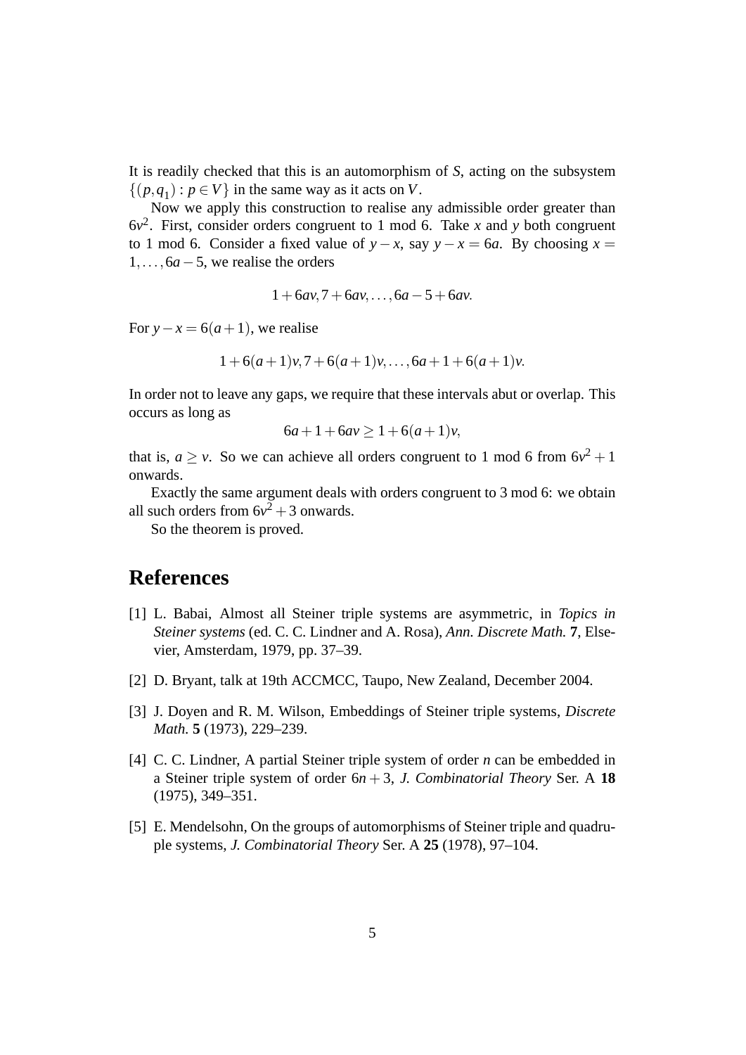It is readily checked that this is an automorphism of $S$, acting on the subsystem $\{(p,q_1) : p \in V\}$ in the same way as it acts on $V$.

Now we apply this construction to realise any admissible order greater than $6v^2$. First, consider orders congruent to 1 mod 6. Take $x$ and $y$ both congruent to 1 mod 6. Consider a fixed value of $y-x$, say $y-x = 6a$. By choosing $x = 1,\ldots,6a-5$, we realise the orders

$$1+6av, 7+6av, \ldots, 6a-5+6av.$$

For $y-x = 6(a+1)$, we realise

$$1+6(a+1)v, 7+6(a+1)v, \ldots, 6a+1+6(a+1)v.$$

In order not to leave any gaps, we require that these intervals abut or overlap. This occurs as long as

$$6a+1+6av \geq 1+6(a+1)v,$$

that is, $a \geq v$. So we can achieve all orders congruent to 1 mod 6 from $6v^2+1$ onwards.

Exactly the same argument deals with orders congruent to 3 mod 6: we obtain all such orders from $6v^2+3$ onwards.

So the theorem is proved.

# References

[1] L. Babai, Almost all Steiner triple systems are asymmetric, in *Topics in Steiner systems* (ed. C. C. Lindner and A. Rosa), *Ann. Discrete Math.* **7**, Elsevier, Amsterdam, 1979, pp. 37–39.

[2] D. Bryant, talk at 19th ACCMCC, Taupo, New Zealand, December 2004.

[3] J. Doyen and R. M. Wilson, Embeddings of Steiner triple systems, *Discrete Math.* **5** (1973), 229–239.

[4] C. C. Lindner, A partial Steiner triple system of order $n$ can be embedded in a Steiner triple system of order $6n+3$, *J. Combinatorial Theory* Ser. A **18** (1975), 349–351.

[5] E. Mendelsohn, On the groups of automorphisms of Steiner triple and quadruple systems, *J. Combinatorial Theory* Ser. A **25** (1978), 97–104.